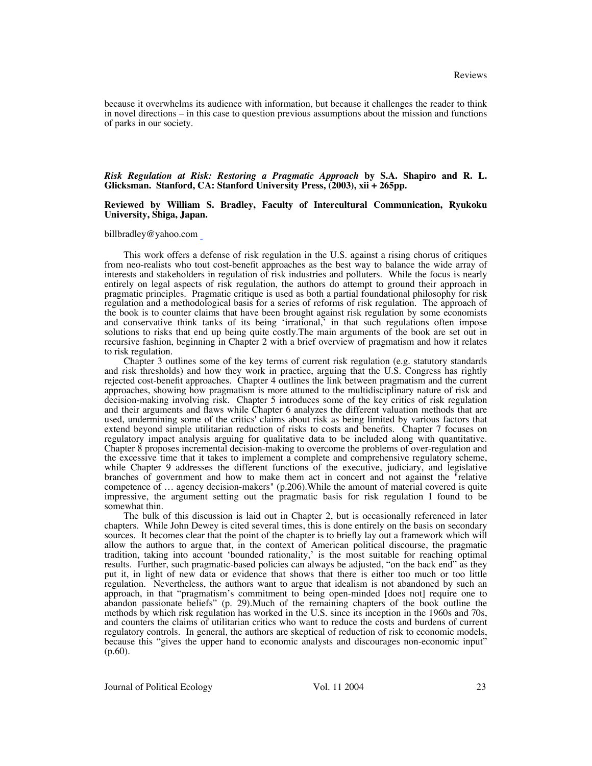because it overwhelms its audience with information, but because it challenges the reader to think in novel directions – in this case to question previous assumptions about the mission and functions of parks in our society.

***Risk Regulation at Risk: Restoring a Pragmatic Approach*** **by S.A. Shapiro and R. L. Glicksman. Stanford, CA: Stanford University Press, (2003), xii + 265pp.**

**Reviewed by William S. Bradley, Faculty of Intercultural Communication, Ryukoku University, Shiga, Japan.**

billbradley@yahoo.com

This work offers a defense of risk regulation in the U.S. against a rising chorus of critiques from neo-realists who tout cost-benefit approaches as the best way to balance the wide array of interests and stakeholders in regulation of risk industries and polluters. While the focus is nearly entirely on legal aspects of risk regulation, the authors do attempt to ground their approach in pragmatic principles. Pragmatic critique is used as both a partial foundational philosophy for risk regulation and a methodological basis for a series of reforms of risk regulation. The approach of the book is to counter claims that have been brought against risk regulation by some economists and conservative think tanks of its being 'irrational,' in that such regulations often impose solutions to risks that end up being quite costly.The main arguments of the book are set out in recursive fashion, beginning in Chapter 2 with a brief overview of pragmatism and how it relates to risk regulation.

Chapter 3 outlines some of the key terms of current risk regulation (e.g. statutory standards and risk thresholds) and how they work in practice, arguing that the U.S. Congress has rightly rejected cost-benefit approaches. Chapter 4 outlines the link between pragmatism and the current approaches, showing how pragmatism is more attuned to the multidisciplinary nature of risk and decision-making involving risk. Chapter 5 introduces some of the key critics of risk regulation and their arguments and flaws while Chapter 6 analyzes the different valuation methods that are used, undermining some of the critics' claims about risk as being limited by various factors that extend beyond simple utilitarian reduction of risks to costs and benefits. Chapter 7 focuses on regulatory impact analysis arguing for qualitative data to be included along with quantitative. Chapter 8 proposes incremental decision-making to overcome the problems of over-regulation and the excessive time that it takes to implement a complete and comprehensive regulatory scheme, while Chapter 9 addresses the different functions of the executive, judiciary, and legislative branches of government and how to make them act in concert and not against the "relative competence of … agency decision-makers" (p.206).While the amount of material covered is quite impressive, the argument setting out the pragmatic basis for risk regulation I found to be somewhat thin.

The bulk of this discussion is laid out in Chapter 2, but is occasionally referenced in later chapters. While John Dewey is cited several times, this is done entirely on the basis on secondary sources. It becomes clear that the point of the chapter is to briefly lay out a framework which will allow the authors to argue that, in the context of American political discourse, the pragmatic tradition, taking into account 'bounded rationality,' is the most suitable for reaching optimal results. Further, such pragmatic-based policies can always be adjusted, "on the back end" as they put it, in light of new data or evidence that shows that there is either too much or too little regulation. Nevertheless, the authors want to argue that idealism is not abandoned by such an approach, in that "pragmatism's commitment to being open-minded [does not] require one to abandon passionate beliefs" (p. 29).Much of the remaining chapters of the book outline the methods by which risk regulation has worked in the U.S. since its inception in the 1960s and 70s, and counters the claims of utilitarian critics who want to reduce the costs and burdens of current regulatory controls. In general, the authors are skeptical of reduction of risk to economic models, because this "gives the upper hand to economic analysts and discourages non-economic input" (p.60).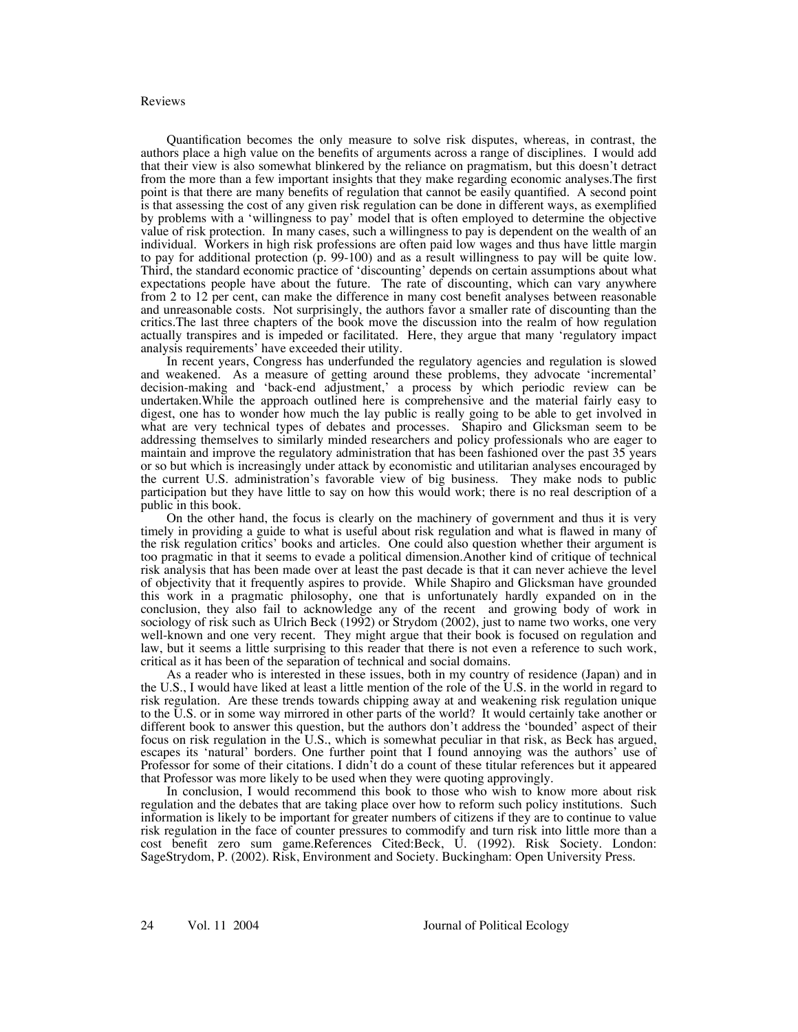Quantification becomes the only measure to solve risk disputes, whereas, in contrast, the authors place a high value on the benefits of arguments across a range of disciplines. I would add that their view is also somewhat blinkered by the reliance on pragmatism, but this doesn't detract from the more than a few important insights that they make regarding economic analyses.The first point is that there are many benefits of regulation that cannot be easily quantified. A second point is that assessing the cost of any given risk regulation can be done in different ways, as exemplified by problems with a 'willingness to pay' model that is often employed to determine the objective value of risk protection. In many cases, such a willingness to pay is dependent on the wealth of an individual. Workers in high risk professions are often paid low wages and thus have little margin to pay for additional protection (p. 99-100) and as a result willingness to pay will be quite low. Third, the standard economic practice of 'discounting' depends on certain assumptions about what expectations people have about the future. The rate of discounting, which can vary anywhere from 2 to 12 per cent, can make the difference in many cost benefit analyses between reasonable and unreasonable costs. Not surprisingly, the authors favor a smaller rate of discounting than the critics.The last three chapters of the book move the discussion into the realm of how regulation actually transpires and is impeded or facilitated. Here, they argue that many 'regulatory impact analysis requirements' have exceeded their utility.

In recent years, Congress has underfunded the regulatory agencies and regulation is slowed and weakened. As a measure of getting around these problems, they advocate 'incremental' decision-making and 'back-end adjustment,' a process by which periodic review can be undertaken.While the approach outlined here is comprehensive and the material fairly easy to digest, one has to wonder how much the lay public is really going to be able to get involved in what are very technical types of debates and processes. Shapiro and Glicksman seem to be addressing themselves to similarly minded researchers and policy professionals who are eager to maintain and improve the regulatory administration that has been fashioned over the past 35 years or so but which is increasingly under attack by economistic and utilitarian analyses encouraged by the current U.S. administration's favorable view of big business. They make nods to public participation but they have little to say on how this would work; there is no real description of a public in this book.

On the other hand, the focus is clearly on the machinery of government and thus it is very timely in providing a guide to what is useful about risk regulation and what is flawed in many of the risk regulation critics' books and articles. One could also question whether their argument is too pragmatic in that it seems to evade a political dimension.Another kind of critique of technical risk analysis that has been made over at least the past decade is that it can never achieve the level of objectivity that it frequently aspires to provide. While Shapiro and Glicksman have grounded this work in a pragmatic philosophy, one that is unfortunately hardly expanded on in the conclusion, they also fail to acknowledge any of the recent and growing body of work in sociology of risk such as Ulrich Beck (1992) or Strydom (2002), just to name two works, one very well-known and one very recent. They might argue that their book is focused on regulation and law, but it seems a little surprising to this reader that there is not even a reference to such work, critical as it has been of the separation of technical and social domains.

As a reader who is interested in these issues, both in my country of residence (Japan) and in the U.S., I would have liked at least a little mention of the role of the U.S. in the world in regard to risk regulation. Are these trends towards chipping away at and weakening risk regulation unique to the U.S. or in some way mirrored in other parts of the world? It would certainly take another or different book to answer this question, but the authors don't address the 'bounded' aspect of their focus on risk regulation in the U.S., which is somewhat peculiar in that risk, as Beck has argued, escapes its 'natural' borders. One further point that I found annoying was the authors' use of Professor for some of their citations. I didn't do a count of these titular references but it appeared that Professor was more likely to be used when they were quoting approvingly.

In conclusion, I would recommend this book to those who wish to know more about risk regulation and the debates that are taking place over how to reform such policy institutions. Such information is likely to be important for greater numbers of citizens if they are to continue to value risk regulation in the face of counter pressures to commodify and turn risk into little more than a cost benefit zero sum game.References Cited:Beck, U. (1992). Risk Society. London: SageStrydom, P. (2002). Risk, Environment and Society. Buckingham: Open University Press.